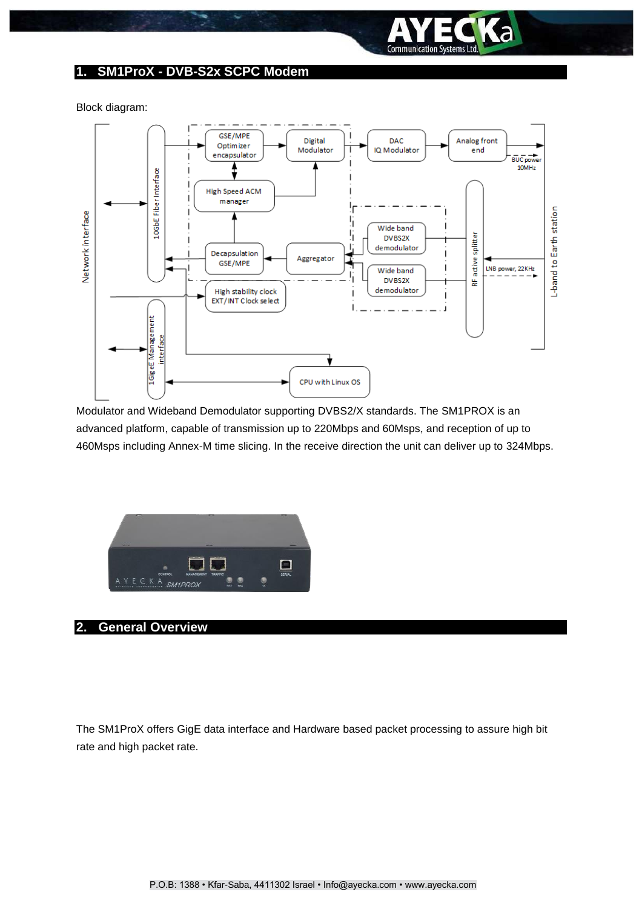## 1. SM1ProX - DVB-S2x SCPC Modem

Block diagram:

Modulator and Wideband Demodulator supporting DVBS2/X standards. The SM1PROX is an advanced platform, capable of transmission up to 220Mbps and 60Msps, and reception of up to 460Msps including Annex-M time slicing. In the receive direction the unit can deliver up to 324Mbps.

## 2. General Overview

The SM1ProX offers GigE data interface and Hardware based packet processing to assure high bit rate and high packet rate.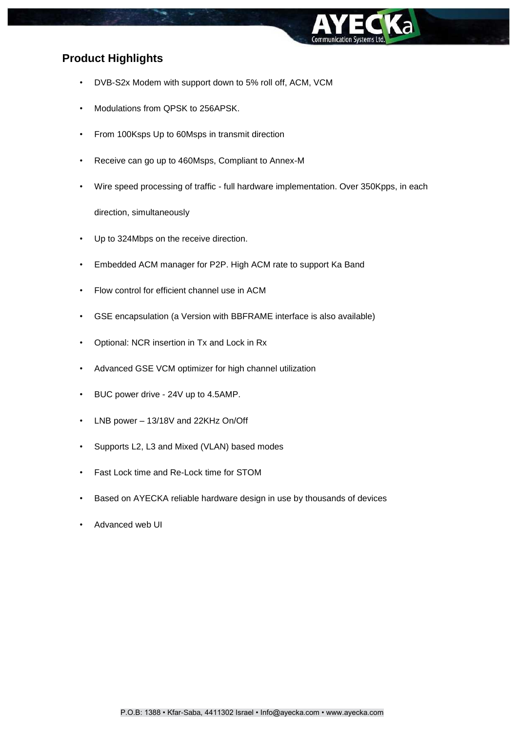## Product Highlights

- DVB-S2x Modem with support down to 5% roll off, ACM, VCM
- Modulations from QPSK to 256APSK.
- From 100Ksps Up to 60Msps in transmit direction
- Receive can go up to 460Msps, Compliant to Annex-M
- Wire speed processing of traffic - full hardware implementation. Over 350Kpps, in each direction, simultaneously
- Up to 324Mbps on the receive direction.
- Embedded ACM manager for P2P. High ACM rate to support Ka Band
- Flow control for efficient channel use in ACM
- GSE encapsulation (a Version with BBFRAME interface is also available)
- Optional: NCR insertion in Tx and Lock in Rx
- Advanced GSE VCM optimizer for high channel utilization
- BUC power drive - 24V up to 4.5AMP.
- LNB power – 13/18V and 22KHz On/Off
- Supports L2, L3 and Mixed (VLAN) based modes
- Fast Lock time and Re-Lock time for STOM
- Based on AYECKA reliable hardware design in use by thousands of devices
- Advanced web UI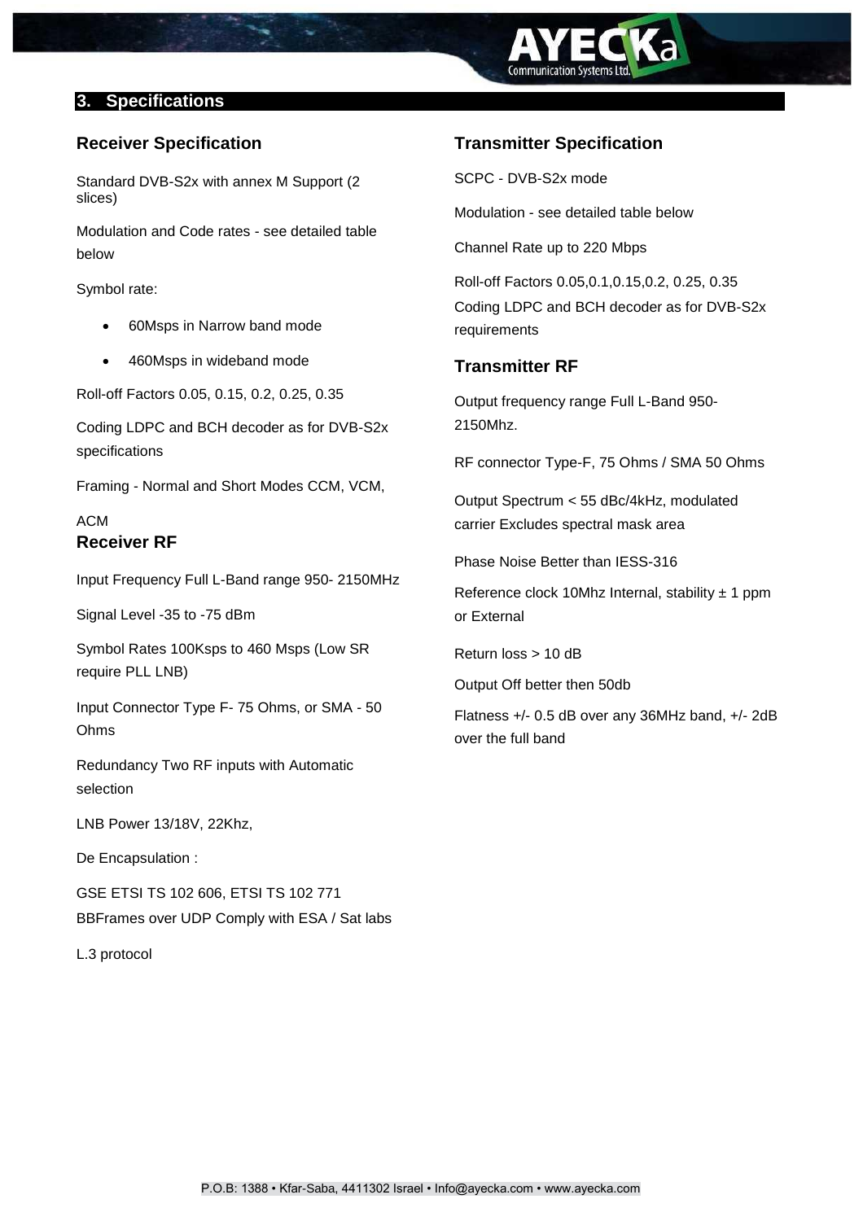## 3. Specifications

### Receiver Specification

Standard DVB-S2x with annex M Support (2 slices)

Modulation and Code rates - see detailed table below

Symbol rate:

- 60Msps in Narrow band mode
- 460Msps in wideband mode

Roll-off Factors 0.05, 0.15, 0.2, 0.25, 0.35

Coding LDPC and BCH decoder as for DVB-S2x specifications

Framing - Normal and Short Modes CCM, VCM,

ACM

### Receiver RF

Input Frequency Full L-Band range 950- 2150MHz

Signal Level -35 to -75 dBm

Symbol Rates 100Ksps to 460 Msps (Low SR require PLL LNB)

Input Connector Type F- 75 Ohms, or SMA - 50 Ohms

Redundancy Two RF inputs with Automatic selection

LNB Power 13/18V, 22Khz,

De Encapsulation :

GSE ETSI TS 102 606, ETSI TS 102 771
BBFrames over UDP Comply with ESA / Sat labs

L.3 protocol

### Transmitter Specification

SCPC - DVB-S2x mode

Modulation - see detailed table below

Channel Rate up to 220 Mbps

Roll-off Factors 0.05,0.1,0.15,0.2, 0.25, 0.35
Coding LDPC and BCH decoder as for DVB-S2x requirements

### Transmitter RF

Output frequency range Full L-Band 950-2150Mhz.

RF connector Type-F, 75 Ohms / SMA 50 Ohms

Output Spectrum < 55 dBc/4kHz, modulated carrier Excludes spectral mask area

Phase Noise Better than IESS-316

Reference clock 10Mhz Internal, stability ± 1 ppm or External

Return loss > 10 dB

Output Off better then 50db

Flatness +/- 0.5 dB over any 36MHz band, +/- 2dB over the full band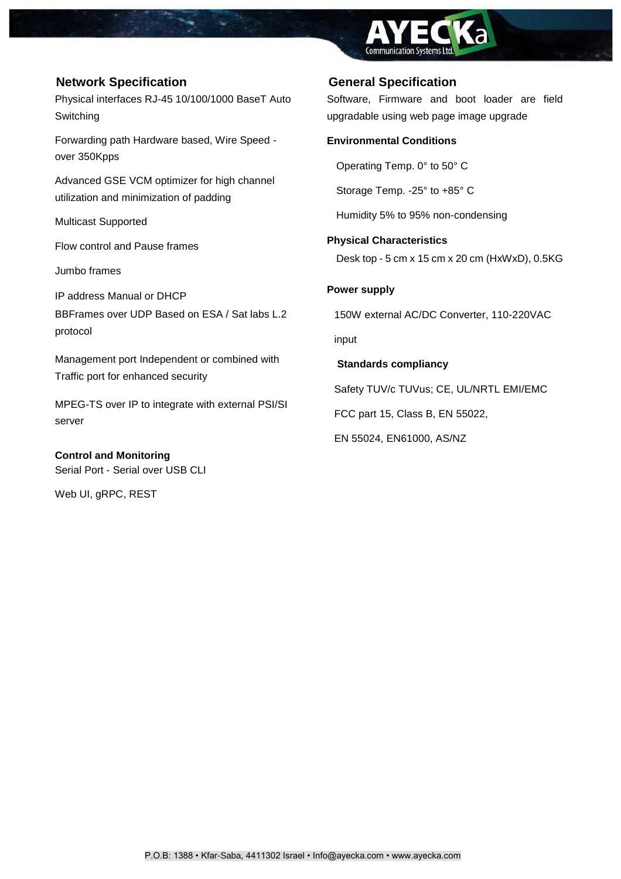## Network Specification

Physical interfaces RJ-45 10/100/1000 BaseT Auto Switching

Forwarding path Hardware based, Wire Speed - over 350Kpps

Advanced GSE VCM optimizer for high channel utilization and minimization of padding

Multicast Supported

Flow control and Pause frames

Jumbo frames

IP address Manual or DHCP

BBFrames over UDP Based on ESA / Sat labs L.2 protocol

Management port Independent or combined with Traffic port for enhanced security

MPEG-TS over IP to integrate with external PSI/SI server

**Control and Monitoring**

Serial Port - Serial over USB CLI

Web UI, gRPC, REST

## General Specification

Software, Firmware and boot loader are field upgradable using web page image upgrade

**Environmental Conditions**

Operating Temp. 0° to 50° C

Storage Temp. -25° to +85° C

Humidity 5% to 95% non-condensing

**Physical Characteristics**

Desk top - 5 cm x 15 cm x 20 cm (HxWxD), 0.5KG

**Power supply**

150W external AC/DC Converter, 110-220VAC input

**Standards compliancy**

Safety TUV/c TUVus; CE, UL/NRTL EMI/EMC

FCC part 15, Class B, EN 55022,

EN 55024, EN61000, AS/NZ

P.O.B: 1388 • Kfar-Saba, 4411302 Israel • Info@ayecka.com • www.ayecka.com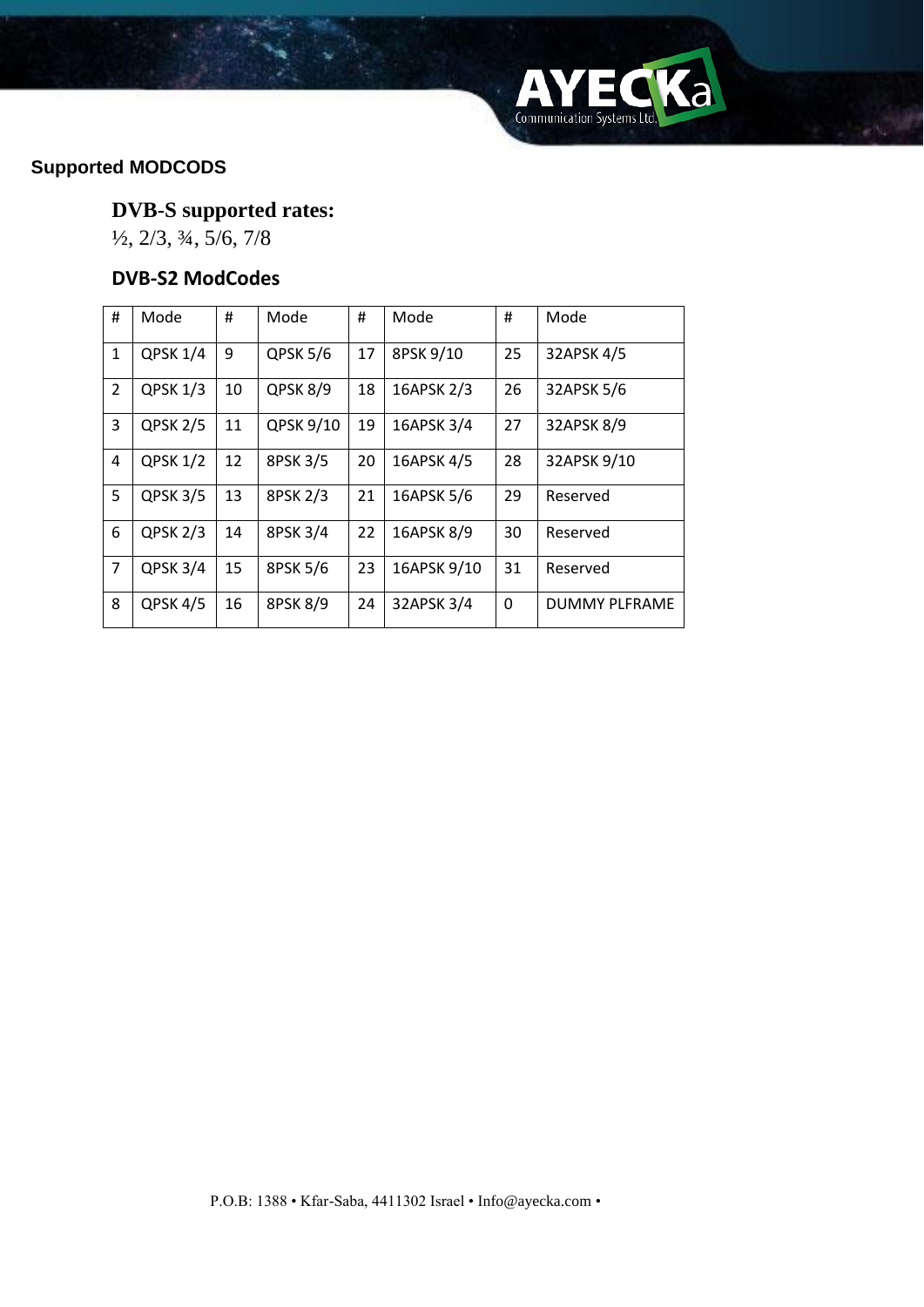## Supported MODCODS

### DVB-S supported rates:

½, 2/3, ¾, 5/6, 7/8

### DVB-S2 ModCodes

| # | Mode | # | Mode | # | Mode | # | Mode |
|---|---|---|---|---|---|---|---|
| 1 | QPSK 1/4 | 9 | QPSK 5/6 | 17 | 8PSK 9/10 | 25 | 32APSK 4/5 |
| 2 | QPSK 1/3 | 10 | QPSK 8/9 | 18 | 16APSK 2/3 | 26 | 32APSK 5/6 |
| 3 | QPSK 2/5 | 11 | QPSK 9/10 | 19 | 16APSK 3/4 | 27 | 32APSK 8/9 |
| 4 | QPSK 1/2 | 12 | 8PSK 3/5 | 20 | 16APSK 4/5 | 28 | 32APSK 9/10 |
| 5 | QPSK 3/5 | 13 | 8PSK 2/3 | 21 | 16APSK 5/6 | 29 | Reserved |
| 6 | QPSK 2/3 | 14 | 8PSK 3/4 | 22 | 16APSK 8/9 | 30 | Reserved |
| 7 | QPSK 3/4 | 15 | 8PSK 5/6 | 23 | 16APSK 9/10 | 31 | Reserved |
| 8 | QPSK 4/5 | 16 | 8PSK 8/9 | 24 | 32APSK 3/4 | 0 | DUMMY PLFRAME |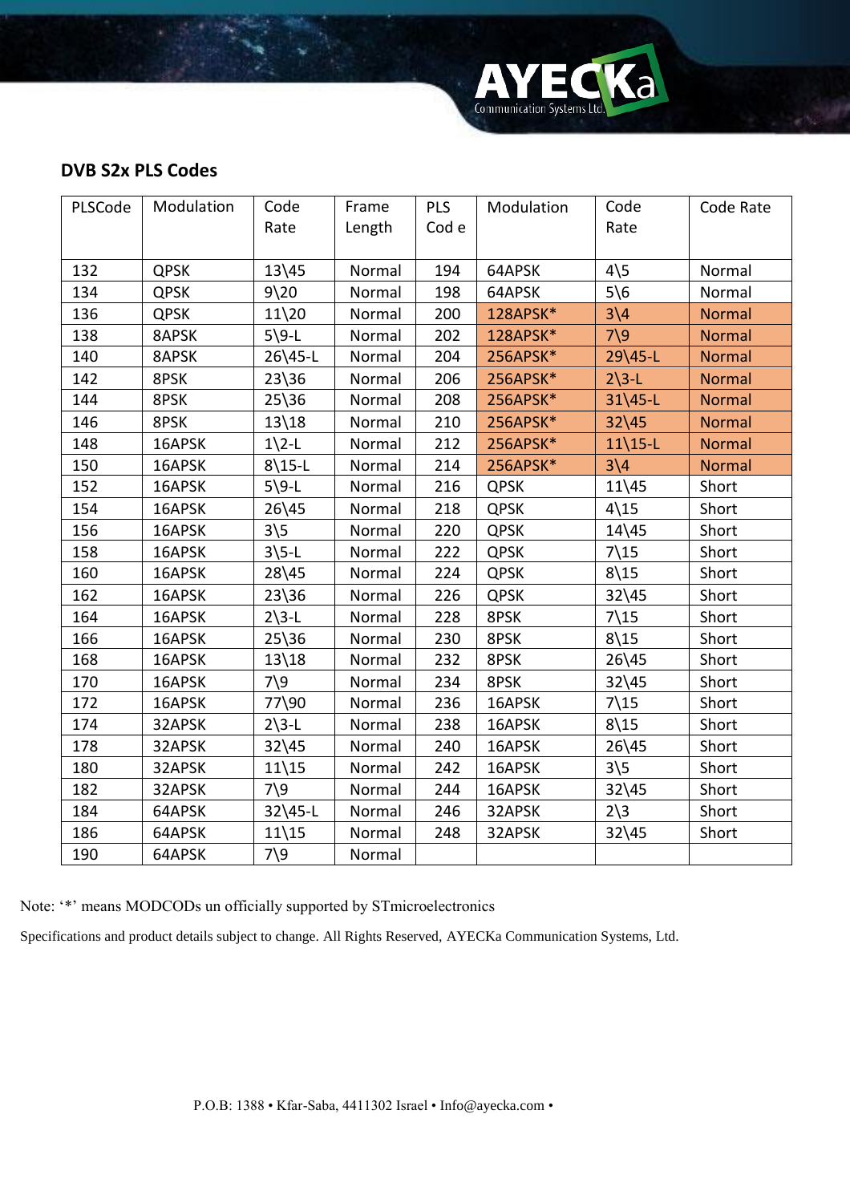## DVB S2x PLS Codes

| PLSCode | Modulation | Code Rate | Frame Length | PLS Cod e | Modulation | Code Rate | Code Rate |
|---|---|---|---|---|---|---|---|
| 132 | QPSK | 13\45 | Normal | 194 | 64APSK | 4\5 | Normal |
| 134 | QPSK | 9\20 | Normal | 198 | 64APSK | 5\6 | Normal |
| 136 | QPSK | 11\20 | Normal | 200 | 128APSK* | 3\4 | Normal |
| 138 | 8APSK | 5\9-L | Normal | 202 | 128APSK* | 7\9 | Normal |
| 140 | 8APSK | 26\45-L | Normal | 204 | 256APSK* | 29\45-L | Normal |
| 142 | 8PSK | 23\36 | Normal | 206 | 256APSK* | 2\3-L | Normal |
| 144 | 8PSK | 25\36 | Normal | 208 | 256APSK* | 31\45-L | Normal |
| 146 | 8PSK | 13\18 | Normal | 210 | 256APSK* | 32\45 | Normal |
| 148 | 16APSK | 1\2-L | Normal | 212 | 256APSK* | 11\15-L | Normal |
| 150 | 16APSK | 8\15-L | Normal | 214 | 256APSK* | 3\4 | Normal |
| 152 | 16APSK | 5\9-L | Normal | 216 | QPSK | 11\45 | Short |
| 154 | 16APSK | 26\45 | Normal | 218 | QPSK | 4\15 | Short |
| 156 | 16APSK | 3\5 | Normal | 220 | QPSK | 14\45 | Short |
| 158 | 16APSK | 3\5-L | Normal | 222 | QPSK | 7\15 | Short |
| 160 | 16APSK | 28\45 | Normal | 224 | QPSK | 8\15 | Short |
| 162 | 16APSK | 23\36 | Normal | 226 | QPSK | 32\45 | Short |
| 164 | 16APSK | 2\3-L | Normal | 228 | 8PSK | 7\15 | Short |
| 166 | 16APSK | 25\36 | Normal | 230 | 8PSK | 8\15 | Short |
| 168 | 16APSK | 13\18 | Normal | 232 | 8PSK | 26\45 | Short |
| 170 | 16APSK | 7\9 | Normal | 234 | 8PSK | 32\45 | Short |
| 172 | 16APSK | 77\90 | Normal | 236 | 16APSK | 7\15 | Short |
| 174 | 32APSK | 2\3-L | Normal | 238 | 16APSK | 8\15 | Short |
| 178 | 32APSK | 32\45 | Normal | 240 | 16APSK | 26\45 | Short |
| 180 | 32APSK | 11\15 | Normal | 242 | 16APSK | 3\5 | Short |
| 182 | 32APSK | 7\9 | Normal | 244 | 16APSK | 32\45 | Short |
| 184 | 64APSK | 32\45-L | Normal | 246 | 32APSK | 2\3 | Short |
| 186 | 64APSK | 11\15 | Normal | 248 | 32APSK | 32\45 | Short |
| 190 | 64APSK | 7\9 | Normal | | | | |

Note: '*' means MODCODs un officially supported by STmicroelectronics

Specifications and product details subject to change. All Rights Reserved, AYECKa Communication Systems, Ltd.

P.O.B: 1388 • Kfar-Saba, 4411302 Israel • Info@ayecka.com •